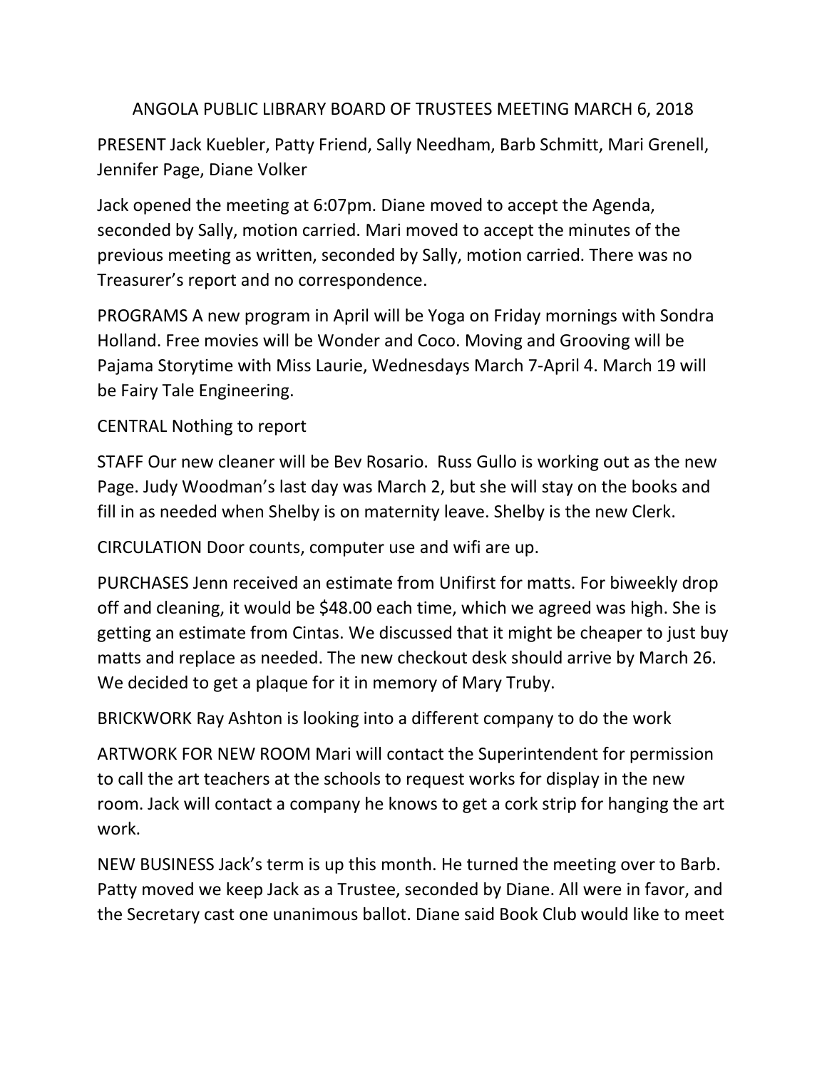# ANGOLA PUBLIC LIBRARY BOARD OF TRUSTEES MEETING MARCH 6, 2018

PRESENT Jack Kuebler, Patty Friend, Sally Needham, Barb Schmitt, Mari Grenell, Jennifer Page, Diane Volker

Jack opened the meeting at 6:07pm. Diane moved to accept the Agenda, seconded by Sally, motion carried. Mari moved to accept the minutes of the previous meeting as written, seconded by Sally, motion carried. There was no Treasurer's report and no correspondence.

PROGRAMS A new program in April will be Yoga on Friday mornings with Sondra Holland. Free movies will be Wonder and Coco. Moving and Grooving will be Pajama Storytime with Miss Laurie, Wednesdays March 7-April 4. March 19 will be Fairy Tale Engineering.

CENTRAL Nothing to report

STAFF Our new cleaner will be Bev Rosario. Russ Gullo is working out as the new Page. Judy Woodman's last day was March 2, but she will stay on the books and fill in as needed when Shelby is on maternity leave. Shelby is the new Clerk.

CIRCULATION Door counts, computer use and wifi are up.

PURCHASES Jenn received an estimate from Unifirst for matts. For biweekly drop off and cleaning, it would be $48.00 each time, which we agreed was high. She is getting an estimate from Cintas. We discussed that it might be cheaper to just buy matts and replace as needed. The new checkout desk should arrive by March 26. We decided to get a plaque for it in memory of Mary Truby.

BRICKWORK Ray Ashton is looking into a different company to do the work

ARTWORK FOR NEW ROOM Mari will contact the Superintendent for permission to call the art teachers at the schools to request works for display in the new room. Jack will contact a company he knows to get a cork strip for hanging the art work.

NEW BUSINESS Jack's term is up this month. He turned the meeting over to Barb. Patty moved we keep Jack as a Trustee, seconded by Diane. All were in favor, and the Secretary cast one unanimous ballot. Diane said Book Club would like to meet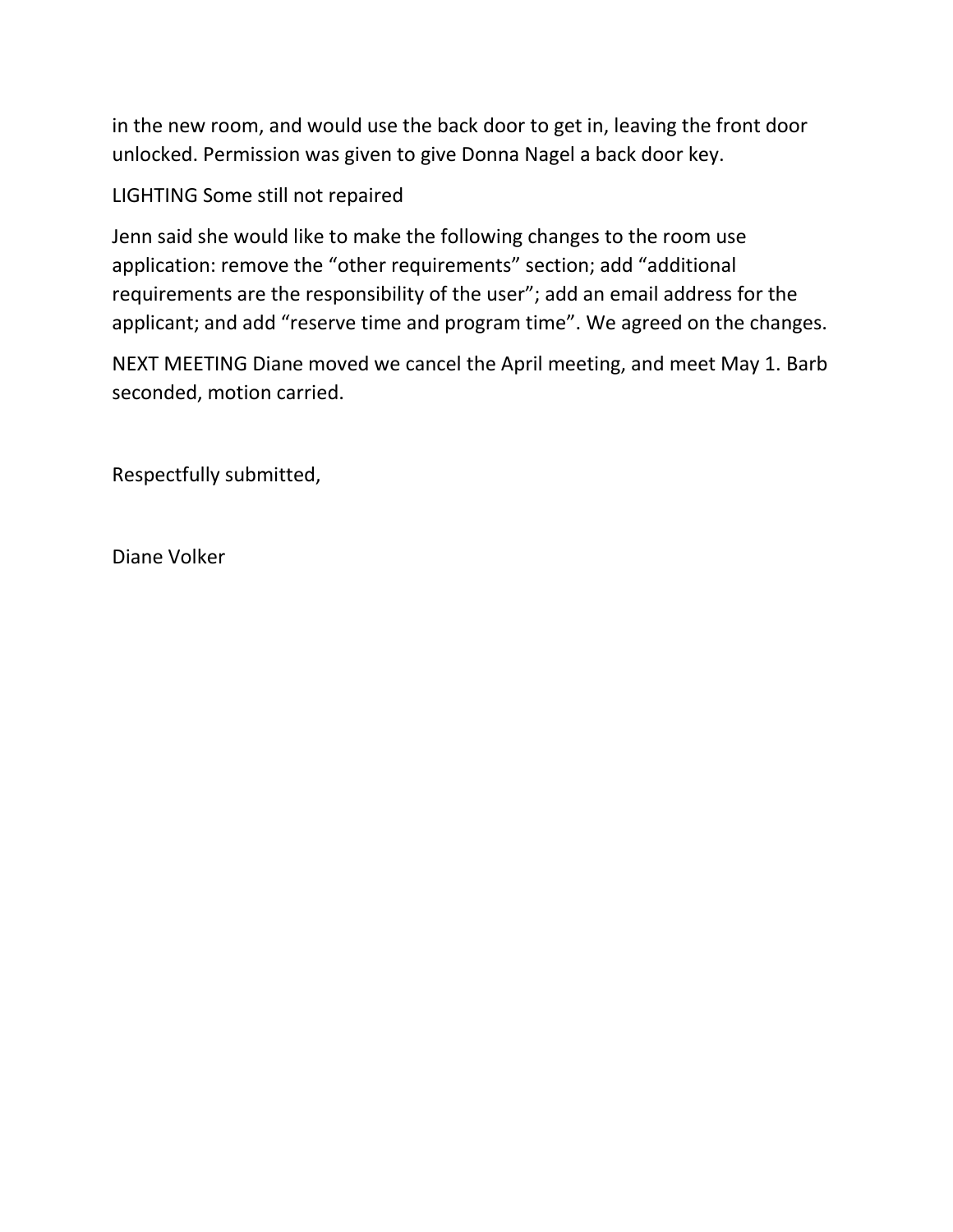in the new room, and would use the back door to get in, leaving the front door unlocked. Permission was given to give Donna Nagel a back door key.

LIGHTING Some still not repaired

Jenn said she would like to make the following changes to the room use application: remove the “other requirements” section; add “additional requirements are the responsibility of the user”; add an email address for the applicant; and add “reserve time and program time”. We agreed on the changes.

NEXT MEETING Diane moved we cancel the April meeting, and meet May 1. Barb seconded, motion carried.

Respectfully submitted,

Diane Volker